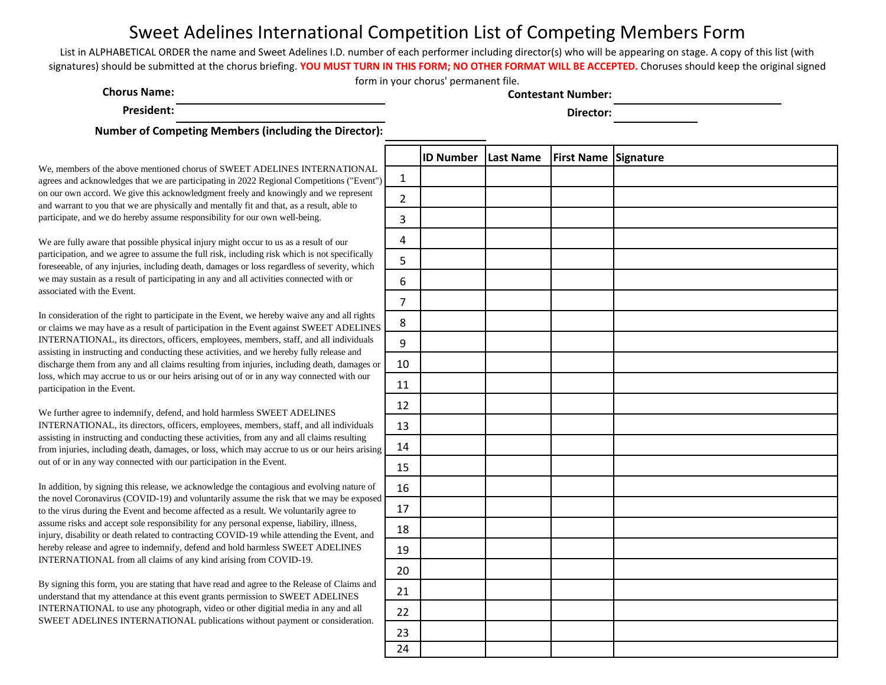# Sweet Adelines International Competition List of Competing Members Form

List in ALPHABETICAL ORDER the name and Sweet Adelines I.D. number of each performer including director(s) who will be appearing on stage. A copy of this list (with signatures) should be submitted at the chorus briefing. **YOU MUST TURN IN THIS FORM; NO OTHER FORMAT WILL BE ACCEPTED.** Choruses should keep the original signed form in your chorus' permanent file.

**Chorus Name:** ______________________

**Contestant Number:** ______________________

**President:** ______________________

**Director:** ______________________

**Number of Competing Members (including the Director):** ______________________

We, members of the above mentioned chorus of SWEET ADELINES INTERNATIONAL agrees and acknowledges that we are participating in 2022 Regional Competitions ("Event") on our own accord. We give this acknowledgment freely and knowingly and we represent and warrant to you that we are physically and mentally fit and that, as a result, able to participate, and we do hereby assume responsibility for our own well-being.

We are fully aware that possible physical injury might occur to us as a result of our participation, and we agree to assume the full risk, including risk which is not specifically foreseeable, of any injuries, including death, damages or loss regardless of severity, which we may sustain as a result of participating in any and all activities connected with or associated with the Event.

In consideration of the right to participate in the Event, we hereby waive any and all rights or claims we may have as a result of participation in the Event against SWEET ADELINES INTERNATIONAL, its directors, officers, employees, members, staff, and all individuals assisting in instructing and conducting these activities, and we hereby fully release and discharge them from any and all claims resulting from injuries, including death, damages or loss, which may accrue to us or our heirs arising out of or in any way connected with our participation in the Event.

We further agree to indemnify, defend, and hold harmless SWEET ADELINES INTERNATIONAL, its directors, officers, employees, members, staff, and all individuals assisting in instructing and conducting these activities, from any and all claims resulting from injuries, including death, damages, or loss, which may accrue to us or our heirs arising out of or in any way connected with our participation in the Event.

In addition, by signing this release, we acknowledge the contagious and evolving nature of the novel Coronavirus (COVID-19) and voluntarily assume the risk that we may be exposed to the virus during the Event and become affected as a result. We voluntarily agree to assume risks and accept sole responsibility for any personal expense, liabiliry, illness, injury, disability or death related to contracting COVID-19 while attending the Event, and hereby release and agree to indemnify, defend and hold harmless SWEET ADELINES INTERNATIONAL from all claims of any kind arising from COVID-19.

By signing this form, you are stating that have read and agree to the Release of Claims and understand that my attendance at this event grants permission to SWEET ADELINES INTERNATIONAL to use any photograph, video or other digitial media in any and all SWEET ADELINES INTERNATIONAL publications without payment or consideration.

| | ID Number | Last Name | First Name | Signature |
|---|---|---|---|---|
| 1 | | | | |
| 2 | | | | |
| 3 | | | | |
| 4 | | | | |
| 5 | | | | |
| 6 | | | | |
| 7 | | | | |
| 8 | | | | |
| 9 | | | | |
| 10 | | | | |
| 11 | | | | |
| 12 | | | | |
| 13 | | | | |
| 14 | | | | |
| 15 | | | | |
| 16 | | | | |
| 17 | | | | |
| 18 | | | | |
| 19 | | | | |
| 20 | | | | |
| 21 | | | | |
| 22 | | | | |
| 23 | | | | |
| 24 | | | | |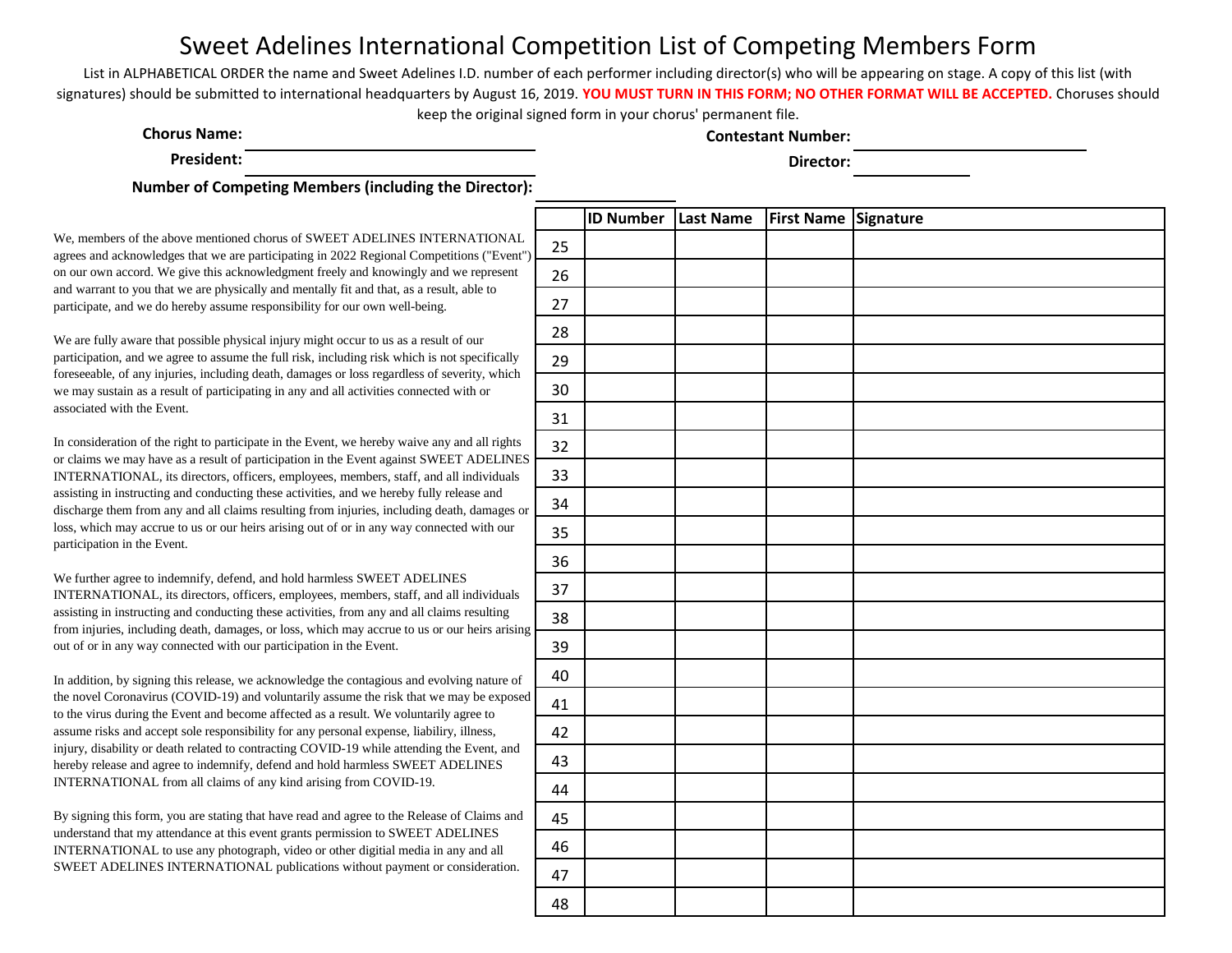# Sweet Adelines International Competition List of Competing Members Form

List in ALPHABETICAL ORDER the name and Sweet Adelines I.D. number of each performer including director(s) who will be appearing on stage. A copy of this list (with signatures) should be submitted to international headquarters by August 16, 2019. **YOU MUST TURN IN THIS FORM; NO OTHER FORMAT WILL BE ACCEPTED.** Choruses should keep the original signed form in your chorus' permanent file.

**Chorus Name:** ______________________ **Contestant Number:** ______________________

**President:** ______________________ **Director:** ______________________

**Number of Competing Members (including the Director):** ____________

We, members of the above mentioned chorus of SWEET ADELINES INTERNATIONAL agrees and acknowledges that we are participating in 2022 Regional Competitions ("Event") on our own accord. We give this acknowledgment freely and knowingly and we represent and warrant to you that we are physically and mentally fit and that, as a result, able to participate, and we do hereby assume responsibility for our own well-being.

We are fully aware that possible physical injury might occur to us as a result of our participation, and we agree to assume the full risk, including risk which is not specifically foreseeable, of any injuries, including death, damages or loss regardless of severity, which we may sustain as a result of participating in any and all activities connected with or associated with the Event.

In consideration of the right to participate in the Event, we hereby waive any and all rights or claims we may have as a result of participation in the Event against SWEET ADELINES INTERNATIONAL, its directors, officers, employees, members, staff, and all individuals assisting in instructing and conducting these activities, and we hereby fully release and discharge them from any and all claims resulting from injuries, including death, damages or loss, which may accrue to us or our heirs arising out of or in any way connected with our participation in the Event.

We further agree to indemnify, defend, and hold harmless SWEET ADELINES INTERNATIONAL, its directors, officers, employees, members, staff, and all individuals assisting in instructing and conducting these activities, from any and all claims resulting from injuries, including death, damages, or loss, which may accrue to us or our heirs arising out of or in any way connected with our participation in the Event.

In addition, by signing this release, we acknowledge the contagious and evolving nature of the novel Coronavirus (COVID-19) and voluntarily assume the risk that we may be exposed to the virus during the Event and become affected as a result. We voluntarily agree to assume risks and accept sole responsibility for any personal expense, liabiliry, illness, injury, disability or death related to contracting COVID-19 while attending the Event, and hereby release and agree to indemnify, defend and hold harmless SWEET ADELINES INTERNATIONAL from all claims of any kind arising from COVID-19.

By signing this form, you are stating that have read and agree to the Release of Claims and understand that my attendance at this event grants permission to SWEET ADELINES INTERNATIONAL to use any photograph, video or other digitial media in any and all SWEET ADELINES INTERNATIONAL publications without payment or consideration.

| | ID Number | Last Name | First Name | Signature |
|---|---|---|---|---|
| 25 | | | | |
| 26 | | | | |
| 27 | | | | |
| 28 | | | | |
| 29 | | | | |
| 30 | | | | |
| 31 | | | | |
| 32 | | | | |
| 33 | | | | |
| 34 | | | | |
| 35 | | | | |
| 36 | | | | |
| 37 | | | | |
| 38 | | | | |
| 39 | | | | |
| 40 | | | | |
| 41 | | | | |
| 42 | | | | |
| 43 | | | | |
| 44 | | | | |
| 45 | | | | |
| 46 | | | | |
| 47 | | | | |
| 48 | | | | |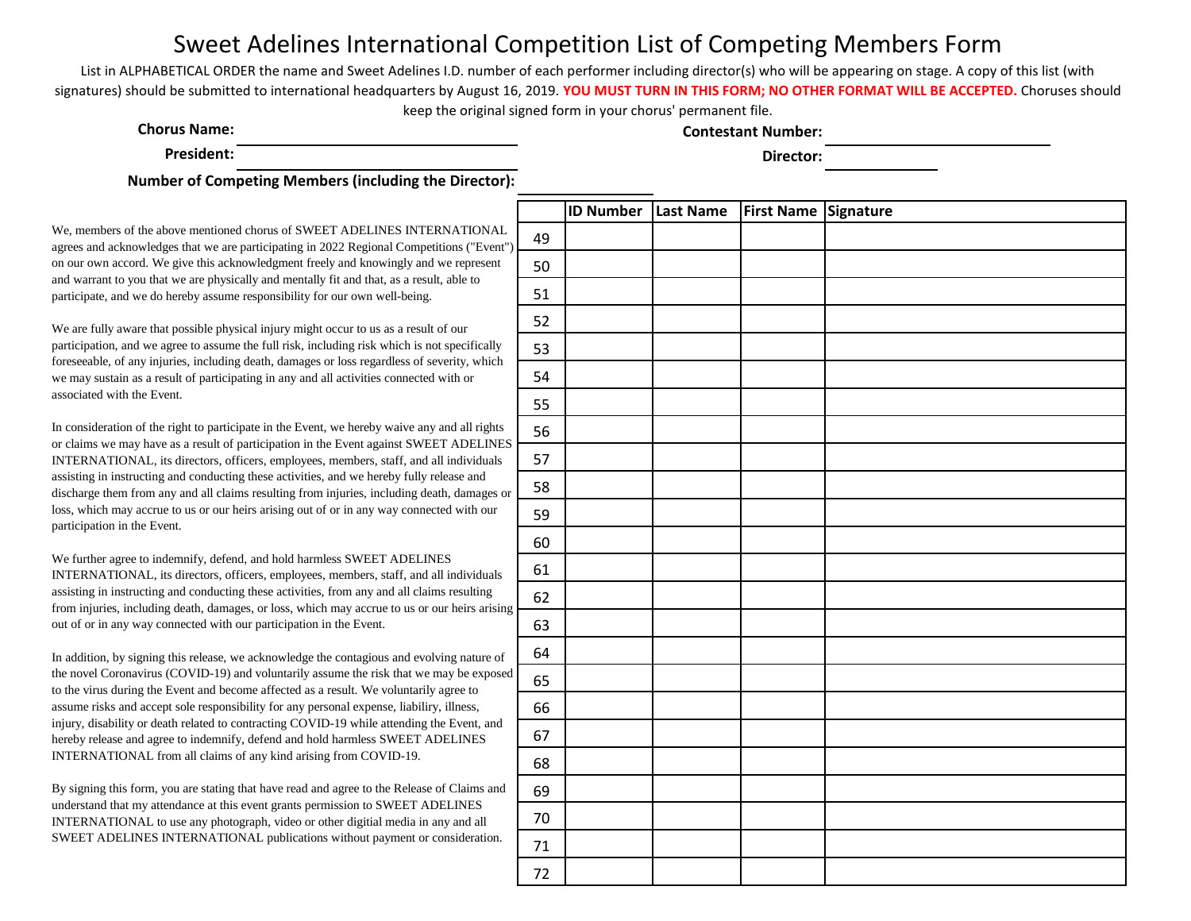# Sweet Adelines International Competition List of Competing Members Form

List in ALPHABETICAL ORDER the name and Sweet Adelines I.D. number of each performer including director(s) who will be appearing on stage. A copy of this list (with signatures) should be submitted to international headquarters by August 16, 2019. **YOU MUST TURN IN THIS FORM; NO OTHER FORMAT WILL BE ACCEPTED.** Choruses should keep the original signed form in your chorus' permanent file.

**Chorus Name:** ______________________ **Contestant Number:** ______________________

**President:** ______________________ **Director:** ______________________

**Number of Competing Members (including the Director):** ______________________

We, members of the above mentioned chorus of SWEET ADELINES INTERNATIONAL agrees and acknowledges that we are participating in 2022 Regional Competitions ("Event") on our own accord. We give this acknowledgment freely and knowingly and we represent and warrant to you that we are physically and mentally fit and that, as a result, able to participate, and we do hereby assume responsibility for our own well-being.

We are fully aware that possible physical injury might occur to us as a result of our participation, and we agree to assume the full risk, including risk which is not specifically foreseeable, of any injuries, including death, damages or loss regardless of severity, which we may sustain as a result of participating in any and all activities connected with or associated with the Event.

In consideration of the right to participate in the Event, we hereby waive any and all rights or claims we may have as a result of participation in the Event against SWEET ADELINES INTERNATIONAL, its directors, officers, employees, members, staff, and all individuals assisting in instructing and conducting these activities, and we hereby fully release and discharge them from any and all claims resulting from injuries, including death, damages or loss, which may accrue to us or our heirs arising out of or in any way connected with our participation in the Event.

We further agree to indemnify, defend, and hold harmless SWEET ADELINES INTERNATIONAL, its directors, officers, employees, members, staff, and all individuals assisting in instructing and conducting these activities, from any and all claims resulting from injuries, including death, damages, or loss, which may accrue to us or our heirs arising out of or in any way connected with our participation in the Event.

In addition, by signing this release, we acknowledge the contagious and evolving nature of the novel Coronavirus (COVID-19) and voluntarily assume the risk that we may be exposed to the virus during the Event and become affected as a result. We voluntarily agree to assume risks and accept sole responsibility for any personal expense, liabiliry, illness, injury, disability or death related to contracting COVID-19 while attending the Event, and hereby release and agree to indemnify, defend and hold harmless SWEET ADELINES INTERNATIONAL from all claims of any kind arising from COVID-19.

By signing this form, you are stating that have read and agree to the Release of Claims and understand that my attendance at this event grants permission to SWEET ADELINES INTERNATIONAL to use any photograph, video or other digitial media in any and all SWEET ADELINES INTERNATIONAL publications without payment or consideration.

| | ID Number | Last Name | First Name | Signature |
|---|---|---|---|---|
| 49 | | | | |
| 50 | | | | |
| 51 | | | | |
| 52 | | | | |
| 53 | | | | |
| 54 | | | | |
| 55 | | | | |
| 56 | | | | |
| 57 | | | | |
| 58 | | | | |
| 59 | | | | |
| 60 | | | | |
| 61 | | | | |
| 62 | | | | |
| 63 | | | | |
| 64 | | | | |
| 65 | | | | |
| 66 | | | | |
| 67 | | | | |
| 68 | | | | |
| 69 | | | | |
| 70 | | | | |
| 71 | | | | |
| 72 | | | | |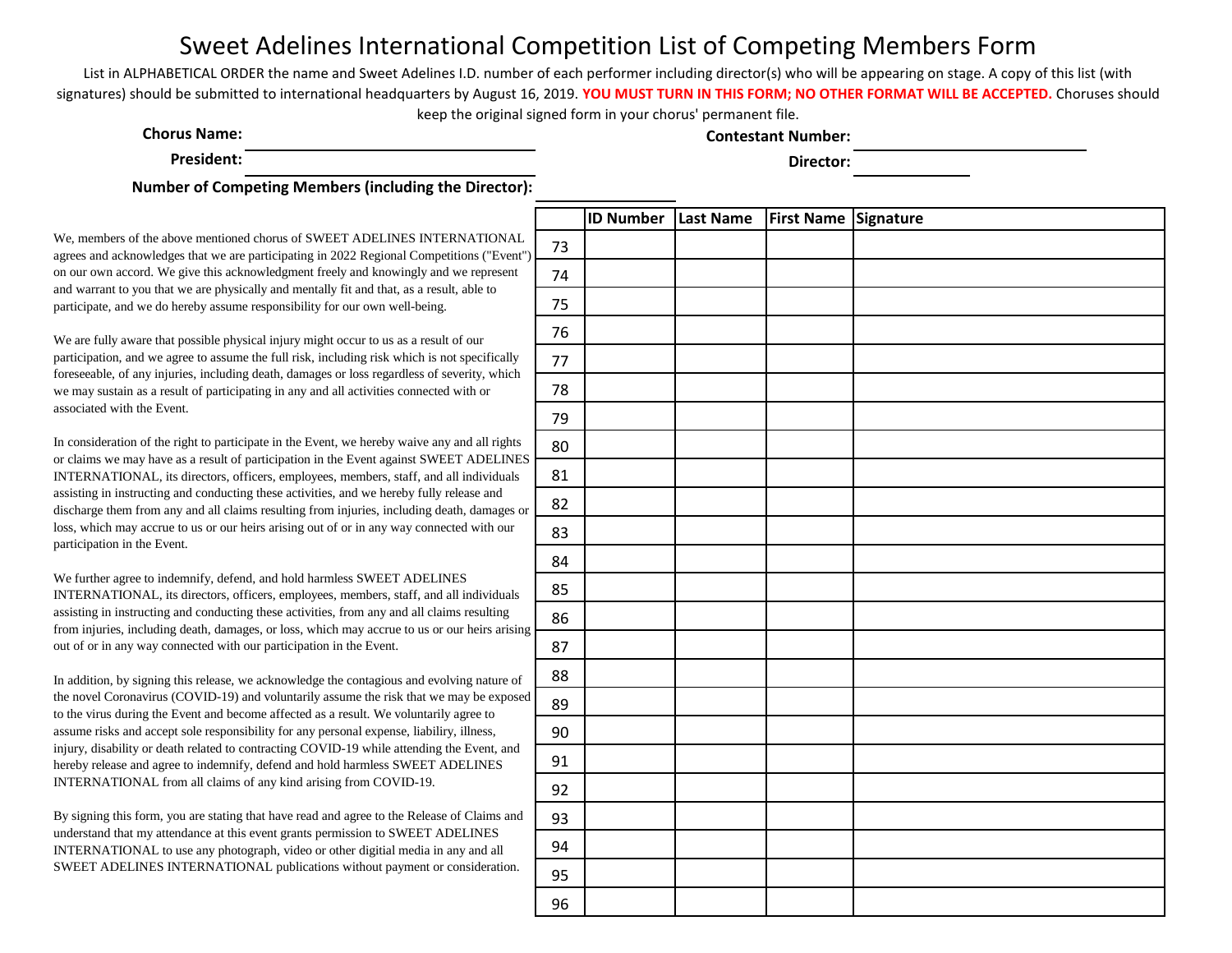# Sweet Adelines International Competition List of Competing Members Form

List in ALPHABETICAL ORDER the name and Sweet Adelines I.D. number of each performer including director(s) who will be appearing on stage. A copy of this list (with signatures) should be submitted to international headquarters by August 16, 2019. **YOU MUST TURN IN THIS FORM; NO OTHER FORMAT WILL BE ACCEPTED.** Choruses should keep the original signed form in your chorus' permanent file.

**Chorus Name:** ______________________ **Contestant Number:** ______________________

**President:** ______________________ **Director:** ______________________

**Number of Competing Members (including the Director):** ______________________

We, members of the above mentioned chorus of SWEET ADELINES INTERNATIONAL agrees and acknowledges that we are participating in 2022 Regional Competitions ("Event") on our own accord. We give this acknowledgment freely and knowingly and we represent and warrant to you that we are physically and mentally fit and that, as a result, able to participate, and we do hereby assume responsibility for our own well-being.

We are fully aware that possible physical injury might occur to us as a result of our participation, and we agree to assume the full risk, including risk which is not specifically foreseeable, of any injuries, including death, damages or loss regardless of severity, which we may sustain as a result of participating in any and all activities connected with or associated with the Event.

In consideration of the right to participate in the Event, we hereby waive any and all rights or claims we may have as a result of participation in the Event against SWEET ADELINES INTERNATIONAL, its directors, officers, employees, members, staff, and all individuals assisting in instructing and conducting these activities, and we hereby fully release and discharge them from any and all claims resulting from injuries, including death, damages or loss, which may accrue to us or our heirs arising out of or in any way connected with our participation in the Event.

We further agree to indemnify, defend, and hold harmless SWEET ADELINES INTERNATIONAL, its directors, officers, employees, members, staff, and all individuals assisting in instructing and conducting these activities, from any and all claims resulting from injuries, including death, damages, or loss, which may accrue to us or our heirs arising out of or in any way connected with our participation in the Event.

In addition, by signing this release, we acknowledge the contagious and evolving nature of the novel Coronavirus (COVID-19) and voluntarily assume the risk that we may be exposed to the virus during the Event and become affected as a result. We voluntarily agree to assume risks and accept sole responsibility for any personal expense, liabiliry, illness, injury, disability or death related to contracting COVID-19 while attending the Event, and hereby release and agree to indemnify, defend and hold harmless SWEET ADELINES INTERNATIONAL from all claims of any kind arising from COVID-19.

By signing this form, you are stating that have read and agree to the Release of Claims and understand that my attendance at this event grants permission to SWEET ADELINES INTERNATIONAL to use any photograph, video or other digitial media in any and all SWEET ADELINES INTERNATIONAL publications without payment or consideration.

| | ID Number | Last Name | First Name | Signature |
|---|---|---|---|---|
| 73 | | | | |
| 74 | | | | |
| 75 | | | | |
| 76 | | | | |
| 77 | | | | |
| 78 | | | | |
| 79 | | | | |
| 80 | | | | |
| 81 | | | | |
| 82 | | | | |
| 83 | | | | |
| 84 | | | | |
| 85 | | | | |
| 86 | | | | |
| 87 | | | | |
| 88 | | | | |
| 89 | | | | |
| 90 | | | | |
| 91 | | | | |
| 92 | | | | |
| 93 | | | | |
| 94 | | | | |
| 95 | | | | |
| 96 | | | | |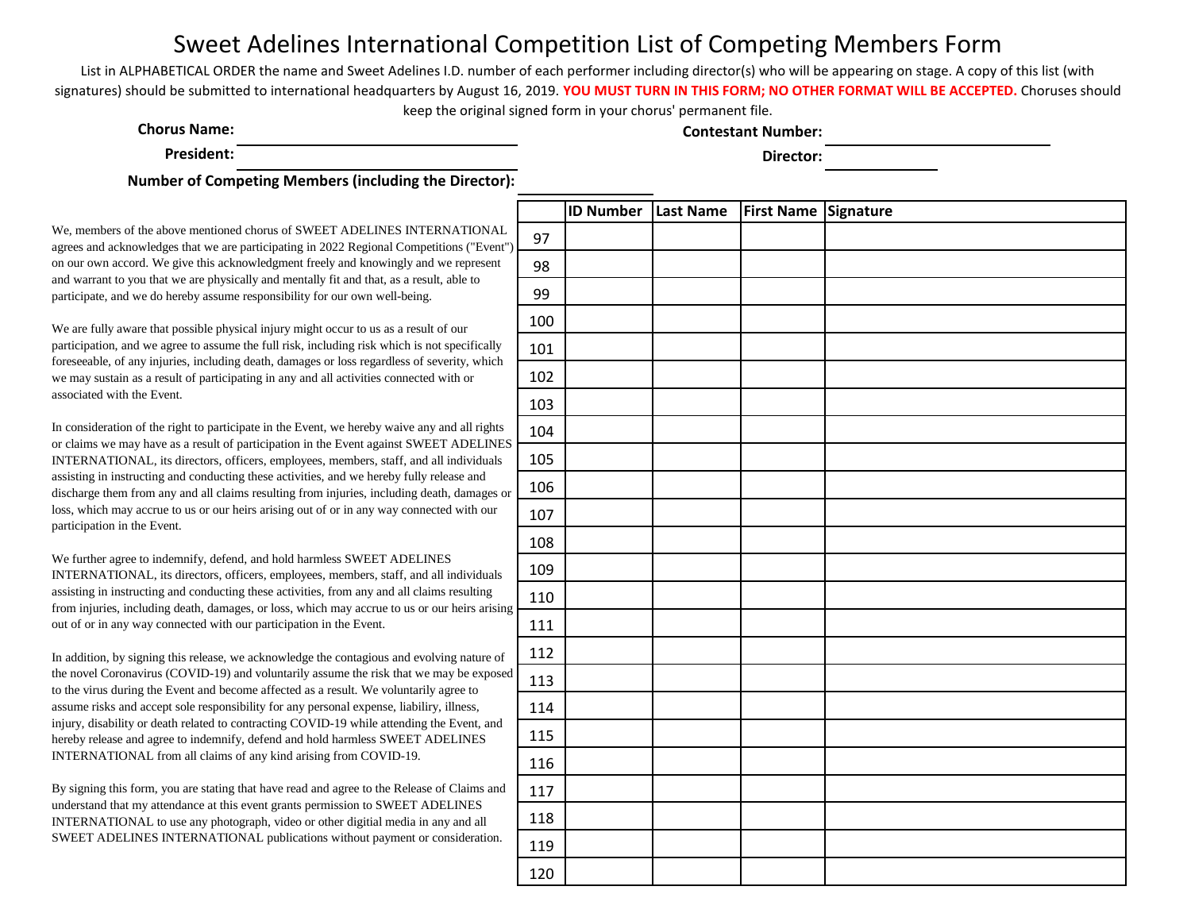# Sweet Adelines International Competition List of Competing Members Form

List in ALPHABETICAL ORDER the name and Sweet Adelines I.D. number of each performer including director(s) who will be appearing on stage. A copy of this list (with signatures) should be submitted to international headquarters by August 16, 2019. **YOU MUST TURN IN THIS FORM; NO OTHER FORMAT WILL BE ACCEPTED.** Choruses should keep the original signed form in your chorus' permanent file.

**Chorus Name:** ______________________ **Contestant Number:** ______________________

**President:** ______________________ **Director:** ______________________

**Number of Competing Members (including the Director):** ______________________

We, members of the above mentioned chorus of SWEET ADELINES INTERNATIONAL agrees and acknowledges that we are participating in 2022 Regional Competitions ("Event") on our own accord. We give this acknowledgment freely and knowingly and we represent and warrant to you that we are physically and mentally fit and that, as a result, able to participate, and we do hereby assume responsibility for our own well-being.

We are fully aware that possible physical injury might occur to us as a result of our participation, and we agree to assume the full risk, including risk which is not specifically foreseeable, of any injuries, including death, damages or loss regardless of severity, which we may sustain as a result of participating in any and all activities connected with or associated with the Event.

In consideration of the right to participate in the Event, we hereby waive any and all rights or claims we may have as a result of participation in the Event against SWEET ADELINES INTERNATIONAL, its directors, officers, employees, members, staff, and all individuals assisting in instructing and conducting these activities, and we hereby fully release and discharge them from any and all claims resulting from injuries, including death, damages or loss, which may accrue to us or our heirs arising out of or in any way connected with our participation in the Event.

We further agree to indemnify, defend, and hold harmless SWEET ADELINES INTERNATIONAL, its directors, officers, employees, members, staff, and all individuals assisting in instructing and conducting these activities, from any and all claims resulting from injuries, including death, damages, or loss, which may accrue to us or our heirs arising out of or in any way connected with our participation in the Event.

In addition, by signing this release, we acknowledge the contagious and evolving nature of the novel Coronavirus (COVID-19) and voluntarily assume the risk that we may be exposed to the virus during the Event and become affected as a result. We voluntarily agree to assume risks and accept sole responsibility for any personal expense, liabiliry, illness, injury, disability or death related to contracting COVID-19 while attending the Event, and hereby release and agree to indemnify, defend and hold harmless SWEET ADELINES INTERNATIONAL from all claims of any kind arising from COVID-19.

By signing this form, you are stating that have read and agree to the Release of Claims and understand that my attendance at this event grants permission to SWEET ADELINES INTERNATIONAL to use any photograph, video or other digitial media in any and all SWEET ADELINES INTERNATIONAL publications without payment or consideration.

| | ID Number | Last Name | First Name | Signature |
|---|---|---|---|---|
| 97 | | | | |
| 98 | | | | |
| 99 | | | | |
| 100 | | | | |
| 101 | | | | |
| 102 | | | | |
| 103 | | | | |
| 104 | | | | |
| 105 | | | | |
| 106 | | | | |
| 107 | | | | |
| 108 | | | | |
| 109 | | | | |
| 110 | | | | |
| 111 | | | | |
| 112 | | | | |
| 113 | | | | |
| 114 | | | | |
| 115 | | | | |
| 116 | | | | |
| 117 | | | | |
| 118 | | | | |
| 119 | | | | |
| 120 | | | | |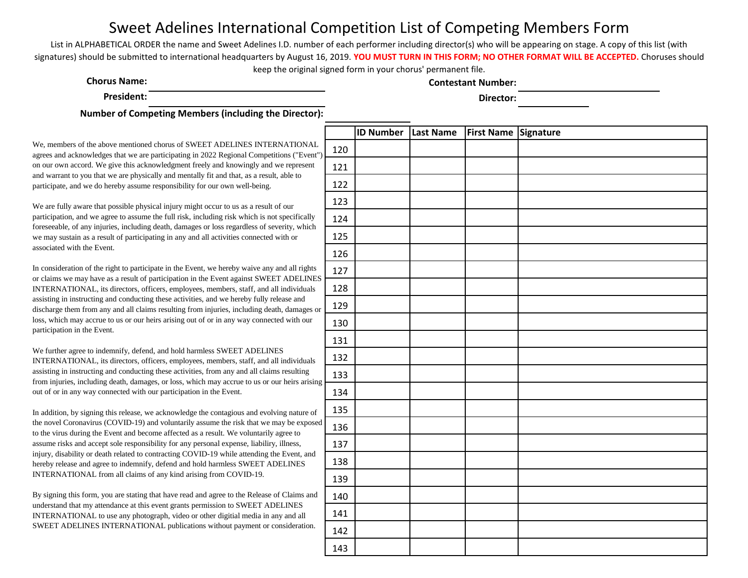# Sweet Adelines International Competition List of Competing Members Form

List in ALPHABETICAL ORDER the name and Sweet Adelines I.D. number of each performer including director(s) who will be appearing on stage. A copy of this list (with signatures) should be submitted to international headquarters by August 16, 2019. **YOU MUST TURN IN THIS FORM; NO OTHER FORMAT WILL BE ACCEPTED.** Choruses should keep the original signed form in your chorus' permanent file.

**Chorus Name:** ______________________ **Contestant Number:** ______________________

**President:** ______________________ **Director:** ______________________

**Number of Competing Members (including the Director):** ______________________

We, members of the above mentioned chorus of SWEET ADELINES INTERNATIONAL agrees and acknowledges that we are participating in 2022 Regional Competitions ("Event") on our own accord. We give this acknowledgment freely and knowingly and we represent and warrant to you that we are physically and mentally fit and that, as a result, able to participate, and we do hereby assume responsibility for our own well-being.

We are fully aware that possible physical injury might occur to us as a result of our participation, and we agree to assume the full risk, including risk which is not specifically foreseeable, of any injuries, including death, damages or loss regardless of severity, which we may sustain as a result of participating in any and all activities connected with or associated with the Event.

In consideration of the right to participate in the Event, we hereby waive any and all rights or claims we may have as a result of participation in the Event against SWEET ADELINES INTERNATIONAL, its directors, officers, employees, members, staff, and all individuals assisting in instructing and conducting these activities, and we hereby fully release and discharge them from any and all claims resulting from injuries, including death, damages or loss, which may accrue to us or our heirs arising out of or in any way connected with our participation in the Event.

We further agree to indemnify, defend, and hold harmless SWEET ADELINES INTERNATIONAL, its directors, officers, employees, members, staff, and all individuals assisting in instructing and conducting these activities, from any and all claims resulting from injuries, including death, damages, or loss, which may accrue to us or our heirs arising out of or in any way connected with our participation in the Event.

In addition, by signing this release, we acknowledge the contagious and evolving nature of the novel Coronavirus (COVID-19) and voluntarily assume the risk that we may be exposed to the virus during the Event and become affected as a result. We voluntarily agree to assume risks and accept sole responsibility for any personal expense, liabiliry, illness, injury, disability or death related to contracting COVID-19 while attending the Event, and hereby release and agree to indemnify, defend and hold harmless SWEET ADELINES INTERNATIONAL from all claims of any kind arising from COVID-19.

By signing this form, you are stating that have read and agree to the Release of Claims and understand that my attendance at this event grants permission to SWEET ADELINES INTERNATIONAL to use any photograph, video or other digitial media in any and all SWEET ADELINES INTERNATIONAL publications without payment or consideration.

| | ID Number | Last Name | First Name | Signature |
|---|---|---|---|---|
| 120 | | | | |
| 121 | | | | |
| 122 | | | | |
| 123 | | | | |
| 124 | | | | |
| 125 | | | | |
| 126 | | | | |
| 127 | | | | |
| 128 | | | | |
| 129 | | | | |
| 130 | | | | |
| 131 | | | | |
| 132 | | | | |
| 133 | | | | |
| 134 | | | | |
| 135 | | | | |
| 136 | | | | |
| 137 | | | | |
| 138 | | | | |
| 139 | | | | |
| 140 | | | | |
| 141 | | | | |
| 142 | | | | |
| 143 | | | | |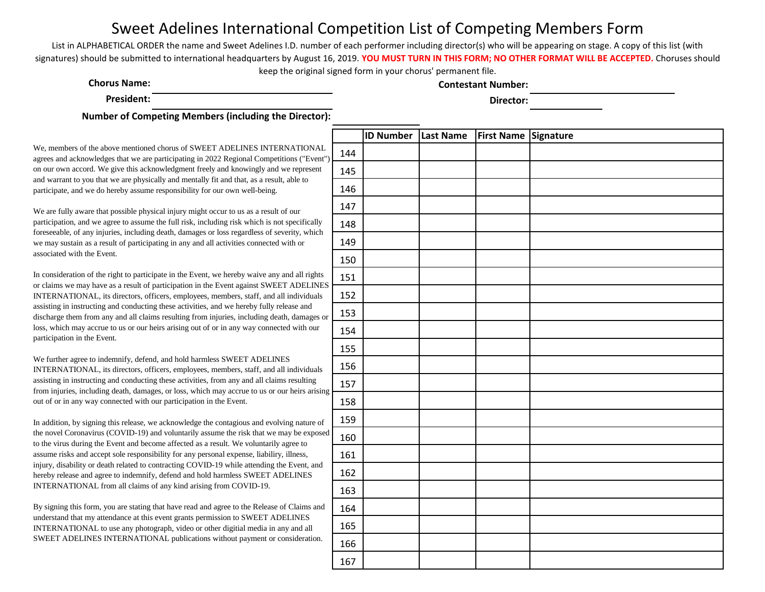# Sweet Adelines International Competition List of Competing Members Form

List in ALPHABETICAL ORDER the name and Sweet Adelines I.D. number of each performer including director(s) who will be appearing on stage. A copy of this list (with signatures) should be submitted to international headquarters by August 16, 2019. **YOU MUST TURN IN THIS FORM; NO OTHER FORMAT WILL BE ACCEPTED.** Choruses should keep the original signed form in your chorus' permanent file.

**Chorus Name:** \_\_\_\_\_\_\_\_\_\_\_\_\_\_\_\_\_\_\_\_ **Contestant Number:** \_\_\_\_\_\_\_\_\_\_\_\_\_\_\_\_\_\_\_\_

**President:** \_\_\_\_\_\_\_\_\_\_\_\_\_\_\_\_\_\_\_\_ **Director:** \_\_\_\_\_\_\_\_\_\_

**Number of Competing Members (including the Director):** \_\_\_\_\_\_\_\_\_\_

We, members of the above mentioned chorus of SWEET ADELINES INTERNATIONAL agrees and acknowledges that we are participating in 2022 Regional Competitions ("Event") on our own accord. We give this acknowledgment freely and knowingly and we represent and warrant to you that we are physically and mentally fit and that, as a result, able to participate, and we do hereby assume responsibility for our own well-being.

We are fully aware that possible physical injury might occur to us as a result of our participation, and we agree to assume the full risk, including risk which is not specifically foreseeable, of any injuries, including death, damages or loss regardless of severity, which we may sustain as a result of participating in any and all activities connected with or associated with the Event.

In consideration of the right to participate in the Event, we hereby waive any and all rights or claims we may have as a result of participation in the Event against SWEET ADELINES INTERNATIONAL, its directors, officers, employees, members, staff, and all individuals assisting in instructing and conducting these activities, and we hereby fully release and discharge them from any and all claims resulting from injuries, including death, damages or loss, which may accrue to us or our heirs arising out of or in any way connected with our participation in the Event.

We further agree to indemnify, defend, and hold harmless SWEET ADELINES INTERNATIONAL, its directors, officers, employees, members, staff, and all individuals assisting in instructing and conducting these activities, from any and all claims resulting from injuries, including death, damages, or loss, which may accrue to us or our heirs arising out of or in any way connected with our participation in the Event.

In addition, by signing this release, we acknowledge the contagious and evolving nature of the novel Coronavirus (COVID-19) and voluntarily assume the risk that we may be exposed to the virus during the Event and become affected as a result. We voluntarily agree to assume risks and accept sole responsibility for any personal expense, liabiliry, illness, injury, disability or death related to contracting COVID-19 while attending the Event, and hereby release and agree to indemnify, defend and hold harmless SWEET ADELINES INTERNATIONAL from all claims of any kind arising from COVID-19.

By signing this form, you are stating that have read and agree to the Release of Claims and understand that my attendance at this event grants permission to SWEET ADELINES INTERNATIONAL to use any photograph, video or other digitial media in any and all SWEET ADELINES INTERNATIONAL publications without payment or consideration.

| | ID Number | Last Name | First Name | Signature |
|---|---|---|---|---|
| 144 | | | | |
| 145 | | | | |
| 146 | | | | |
| 147 | | | | |
| 148 | | | | |
| 149 | | | | |
| 150 | | | | |
| 151 | | | | |
| 152 | | | | |
| 153 | | | | |
| 154 | | | | |
| 155 | | | | |
| 156 | | | | |
| 157 | | | | |
| 158 | | | | |
| 159 | | | | |
| 160 | | | | |
| 161 | | | | |
| 162 | | | | |
| 163 | | | | |
| 164 | | | | |
| 165 | | | | |
| 166 | | | | |
| 167 | | | | |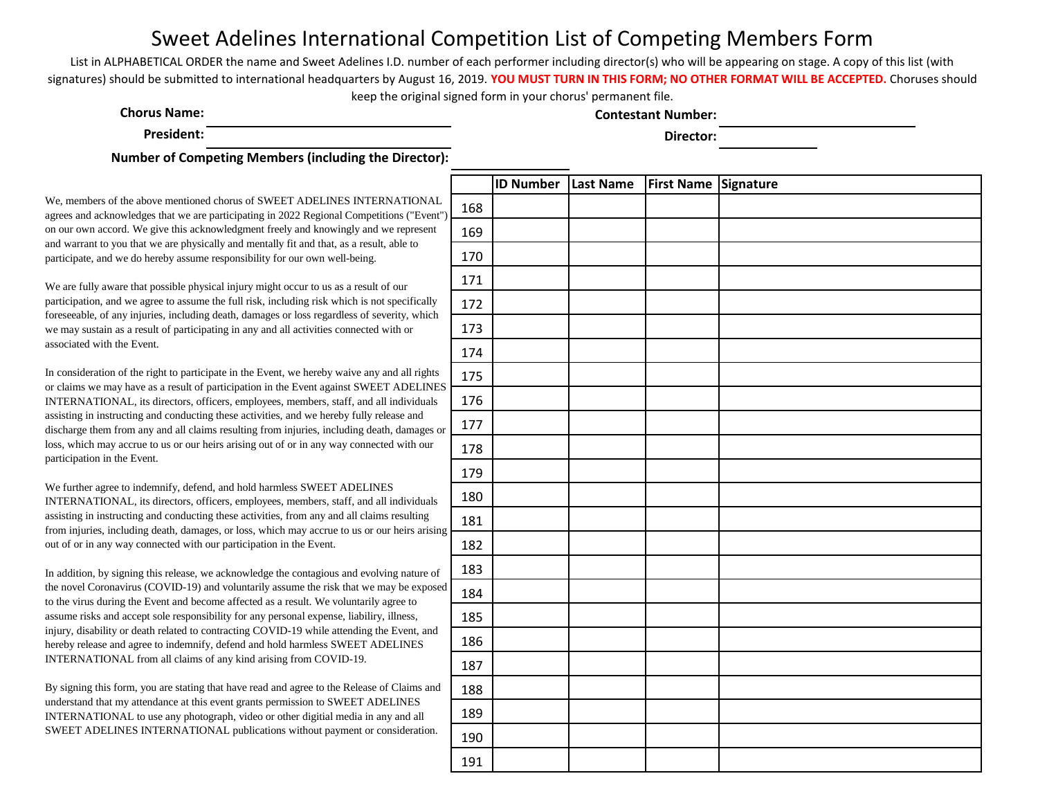# Sweet Adelines International Competition List of Competing Members Form

List in ALPHABETICAL ORDER the name and Sweet Adelines I.D. number of each performer including director(s) who will be appearing on stage. A copy of this list (with signatures) should be submitted to international headquarters by August 16, 2019. **YOU MUST TURN IN THIS FORM; NO OTHER FORMAT WILL BE ACCEPTED.** Choruses should keep the original signed form in your chorus' permanent file.

**Chorus Name:** \_\_\_\_\_\_\_\_\_\_\_\_\_\_\_\_\_\_\_\_ **Contestant Number:** \_\_\_\_\_\_\_\_\_\_\_\_\_\_\_\_\_\_\_\_

**President:** \_\_\_\_\_\_\_\_\_\_\_\_\_\_\_\_\_\_\_\_ **Director:** \_\_\_\_\_\_\_\_\_\_\_\_\_\_\_\_\_\_\_\_

**Number of Competing Members (including the Director):** \_\_\_\_\_\_\_\_\_\_

We, members of the above mentioned chorus of SWEET ADELINES INTERNATIONAL agrees and acknowledges that we are participating in 2022 Regional Competitions ("Event") on our own accord. We give this acknowledgment freely and knowingly and we represent and warrant to you that we are physically and mentally fit and that, as a result, able to participate, and we do hereby assume responsibility for our own well-being.

We are fully aware that possible physical injury might occur to us as a result of our participation, and we agree to assume the full risk, including risk which is not specifically foreseeable, of any injuries, including death, damages or loss regardless of severity, which we may sustain as a result of participating in any and all activities connected with or associated with the Event.

In consideration of the right to participate in the Event, we hereby waive any and all rights or claims we may have as a result of participation in the Event against SWEET ADELINES INTERNATIONAL, its directors, officers, employees, members, staff, and all individuals assisting in instructing and conducting these activities, and we hereby fully release and discharge them from any and all claims resulting from injuries, including death, damages or loss, which may accrue to us or our heirs arising out of or in any way connected with our participation in the Event.

We further agree to indemnify, defend, and hold harmless SWEET ADELINES INTERNATIONAL, its directors, officers, employees, members, staff, and all individuals assisting in instructing and conducting these activities, from any and all claims resulting from injuries, including death, damages, or loss, which may accrue to us or our heirs arising out of or in any way connected with our participation in the Event.

In addition, by signing this release, we acknowledge the contagious and evolving nature of the novel Coronavirus (COVID-19) and voluntarily assume the risk that we may be exposed to the virus during the Event and become affected as a result. We voluntarily agree to assume risks and accept sole responsibility for any personal expense, liabiliry, illness, injury, disability or death related to contracting COVID-19 while attending the Event, and hereby release and agree to indemnify, defend and hold harmless SWEET ADELINES INTERNATIONAL from all claims of any kind arising from COVID-19.

By signing this form, you are stating that have read and agree to the Release of Claims and understand that my attendance at this event grants permission to SWEET ADELINES INTERNATIONAL to use any photograph, video or other digitial media in any and all SWEET ADELINES INTERNATIONAL publications without payment or consideration.

| | ID Number | Last Name | First Name | Signature |
|---|---|---|---|---|
| 168 | | | | |
| 169 | | | | |
| 170 | | | | |
| 171 | | | | |
| 172 | | | | |
| 173 | | | | |
| 174 | | | | |
| 175 | | | | |
| 176 | | | | |
| 177 | | | | |
| 178 | | | | |
| 179 | | | | |
| 180 | | | | |
| 181 | | | | |
| 182 | | | | |
| 183 | | | | |
| 184 | | | | |
| 185 | | | | |
| 186 | | | | |
| 187 | | | | |
| 188 | | | | |
| 189 | | | | |
| 190 | | | | |
| 191 | | | | |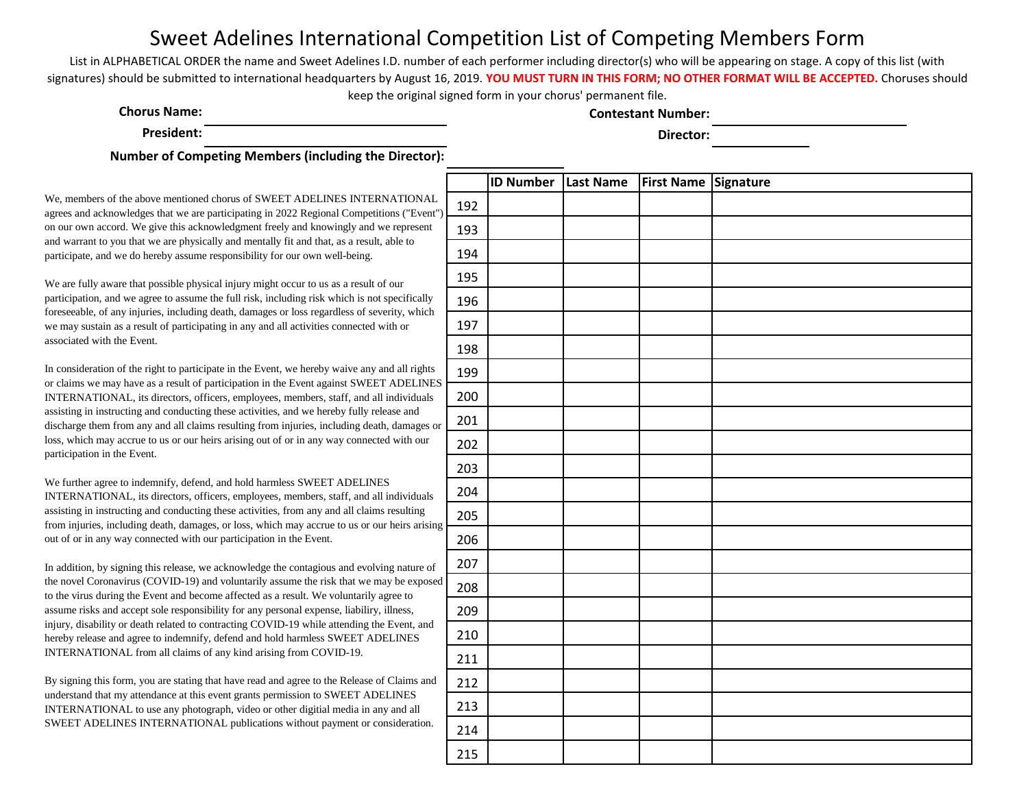# Sweet Adelines International Competition List of Competing Members Form

List in ALPHABETICAL ORDER the name and Sweet Adelines I.D. number of each performer including director(s) who will be appearing on stage. A copy of this list (with signatures) should be submitted to international headquarters by August 16, 2019. **YOU MUST TURN IN THIS FORM; NO OTHER FORMAT WILL BE ACCEPTED.** Choruses should keep the original signed form in your chorus' permanent file.

**Chorus Name:** 

**Contestant Number:** ______________________

**President:** ______________________

**Director:** ______________________

**Number of Competing Members (including the Director):** ______________________

We, members of the above mentioned chorus of SWEET ADELINES INTERNATIONAL agrees and acknowledges that we are participating in 2022 Regional Competitions ("Event") on our own accord. We give this acknowledgment freely and knowingly and we represent and warrant to you that we are physically and mentally fit and that, as a result, able to participate, and we do hereby assume responsibility for our own well-being.

We are fully aware that possible physical injury might occur to us as a result of our participation, and we agree to assume the full risk, including risk which is not specifically foreseeable, of any injuries, including death, damages or loss regardless of severity, which we may sustain as a result of participating in any and all activities connected with or associated with the Event.

In consideration of the right to participate in the Event, we hereby waive any and all rights or claims we may have as a result of participation in the Event against SWEET ADELINES INTERNATIONAL, its directors, officers, employees, members, staff, and all individuals assisting in instructing and conducting these activities, and we hereby fully release and discharge them from any and all claims resulting from injuries, including death, damages or loss, which may accrue to us or our heirs arising out of or in any way connected with our participation in the Event.

We further agree to indemnify, defend, and hold harmless SWEET ADELINES INTERNATIONAL, its directors, officers, employees, members, staff, and all individuals assisting in instructing and conducting these activities, from any and all claims resulting from injuries, including death, damages, or loss, which may accrue to us or our heirs arising out of or in any way connected with our participation in the Event.

In addition, by signing this release, we acknowledge the contagious and evolving nature of the novel Coronavirus (COVID-19) and voluntarily assume the risk that we may be exposed to the virus during the Event and become affected as a result. We voluntarily agree to assume risks and accept sole responsibility for any personal expense, liabiliry, illness, injury, disability or death related to contracting COVID-19 while attending the Event, and hereby release and agree to indemnify, defend and hold harmless SWEET ADELINES INTERNATIONAL from all claims of any kind arising from COVID-19.

By signing this form, you are stating that have read and agree to the Release of Claims and understand that my attendance at this event grants permission to SWEET ADELINES INTERNATIONAL to use any photograph, video or other digitial media in any and all SWEET ADELINES INTERNATIONAL publications without payment or consideration.

| | ID Number | Last Name | First Name | Signature |
|---|---|---|---|---|
| 192 | | | | |
| 193 | | | | |
| 194 | | | | |
| 195 | | | | |
| 196 | | | | |
| 197 | | | | |
| 198 | | | | |
| 199 | | | | |
| 200 | | | | |
| 201 | | | | |
| 202 | | | | |
| 203 | | | | |
| 204 | | | | |
| 205 | | | | |
| 206 | | | | |
| 207 | | | | |
| 208 | | | | |
| 209 | | | | |
| 210 | | | | |
| 211 | | | | |
| 212 | | | | |
| 213 | | | | |
| 214 | | | | |
| 215 | | | | |